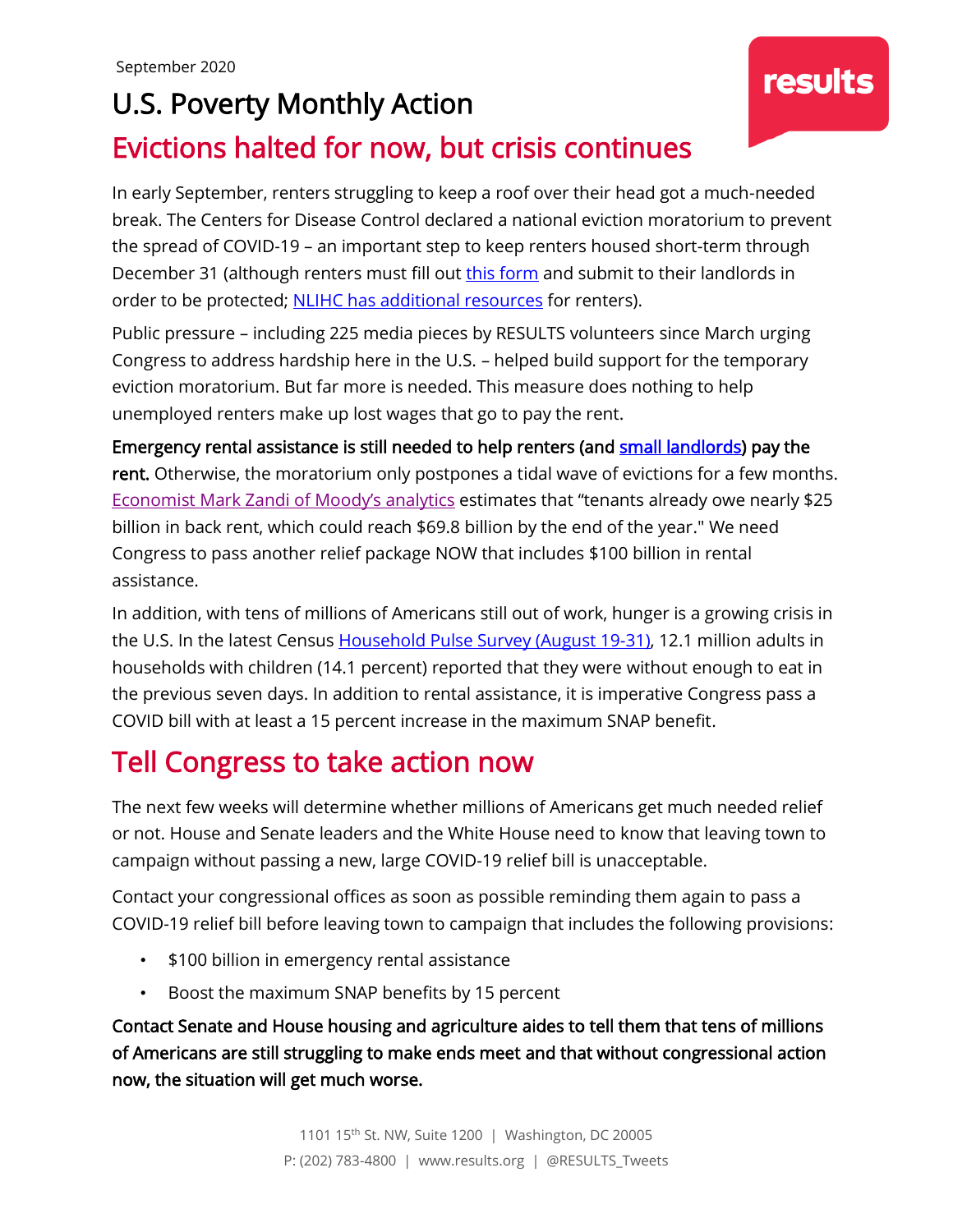September 2020

# U.S. Poverty Monthly Action

## Evictions halted for now, but crisis continues

In early September, renters struggling to keep a roof over their head got a much-needed break. The Centers for Disease Control declared a national eviction moratorium to prevent the spread of COVID-19 – an important step to keep renters housed short-term through December 31 (although renters must fill out this form and submit to their landlords in order to be protected; NLIHC has additional resources for renters).

Public pressure – including 225 media pieces by RESULTS volunteers since March urging Congress to address hardship here in the U.S. – helped build support for the temporary eviction moratorium. But far more is needed. This measure does nothing to help unemployed renters make up lost wages that go to pay the rent.

**Emergency rental assistance is still needed to help renters (and small landlords) pay the rent.** Otherwise, the moratorium only postpones a tidal wave of evictions for a few months. Economist Mark Zandi of Moody's analytics estimates that "tenants already owe nearly $25 billion in back rent, which could reach $69.8 billion by the end of the year." We need Congress to pass another relief package NOW that includes $100 billion in rental assistance.

In addition, with tens of millions of Americans still out of work, hunger is a growing crisis in the U.S. In the latest Census Household Pulse Survey (August 19-31), 12.1 million adults in households with children (14.1 percent) reported that they were without enough to eat in the previous seven days. In addition to rental assistance, it is imperative Congress pass a COVID bill with at least a 15 percent increase in the maximum SNAP benefit.

## Tell Congress to take action now

The next few weeks will determine whether millions of Americans get much needed relief or not. House and Senate leaders and the White House need to know that leaving town to campaign without passing a new, large COVID-19 relief bill is unacceptable.

Contact your congressional offices as soon as possible reminding them again to pass a COVID-19 relief bill before leaving town to campaign that includes the following provisions:

- $100 billion in emergency rental assistance
- Boost the maximum SNAP benefits by 15 percent

**Contact Senate and House housing and agriculture aides to tell them that tens of millions of Americans are still struggling to make ends meet and that without congressional action now, the situation will get much worse.**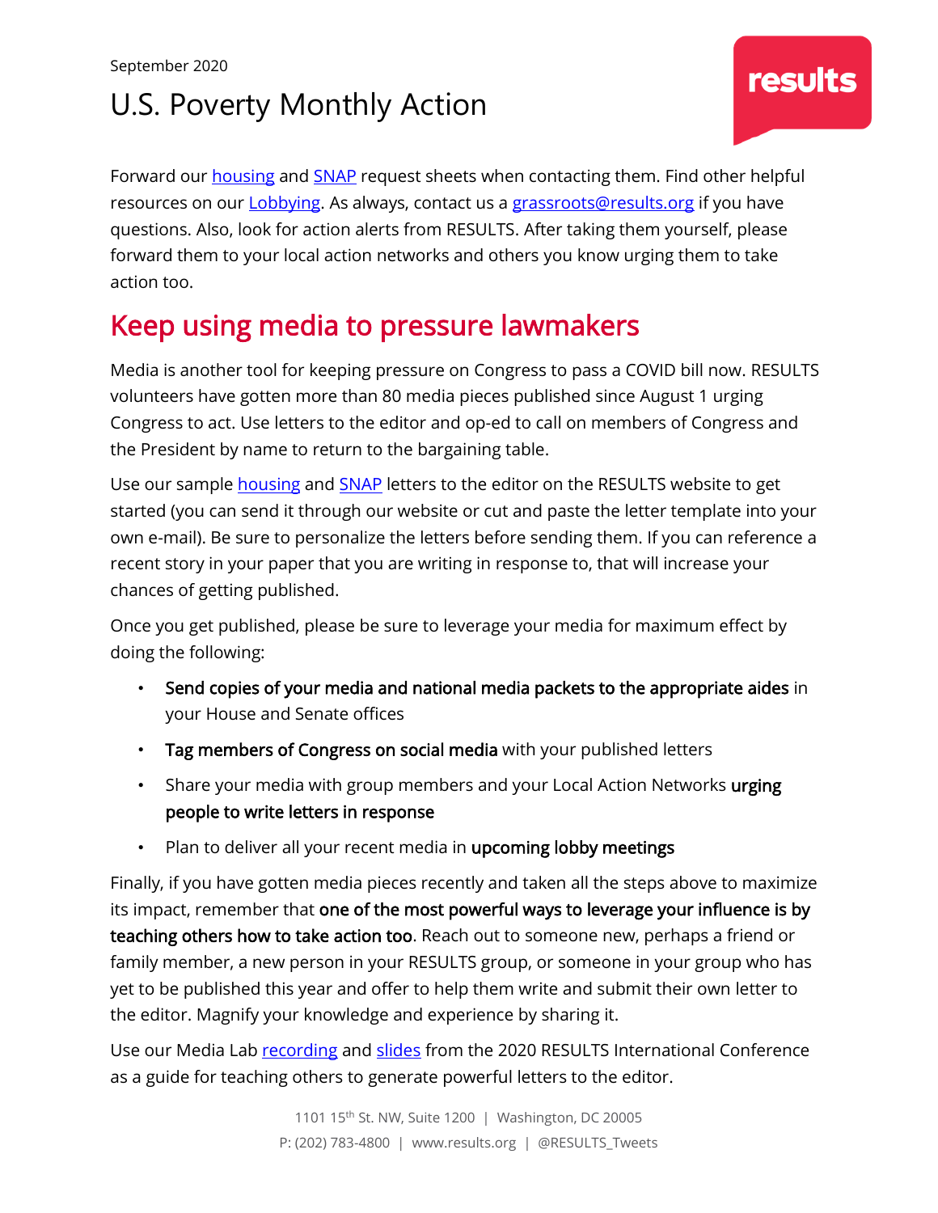September 2020

# U.S. Poverty Monthly Action

Forward our housing and SNAP request sheets when contacting them. Find other helpful resources on our Lobbying. As always, contact us a grassroots@results.org if you have questions. Also, look for action alerts from RESULTS. After taking them yourself, please forward them to your local action networks and others you know urging them to take action too.

## Keep using media to pressure lawmakers

Media is another tool for keeping pressure on Congress to pass a COVID bill now. RESULTS volunteers have gotten more than 80 media pieces published since August 1 urging Congress to act. Use letters to the editor and op-ed to call on members of Congress and the President by name to return to the bargaining table.

Use our sample housing and SNAP letters to the editor on the RESULTS website to get started (you can send it through our website or cut and paste the letter template into your own e-mail). Be sure to personalize the letters before sending them. If you can reference a recent story in your paper that you are writing in response to, that will increase your chances of getting published.

Once you get published, please be sure to leverage your media for maximum effect by doing the following:

- **Send copies of your media and national media packets to the appropriate aides** in your House and Senate offices
- **Tag members of Congress on social media** with your published letters
- Share your media with group members and your Local Action Networks **urging people to write letters in response**
- Plan to deliver all your recent media in **upcoming lobby meetings**

Finally, if you have gotten media pieces recently and taken all the steps above to maximize its impact, remember that **one of the most powerful ways to leverage your influence is by teaching others how to take action too**. Reach out to someone new, perhaps a friend or family member, a new person in your RESULTS group, or someone in your group who has yet to be published this year and offer to help them write and submit their own letter to the editor. Magnify your knowledge and experience by sharing it.

Use our Media Lab recording and slides from the 2020 RESULTS International Conference as a guide for teaching others to generate powerful letters to the editor.